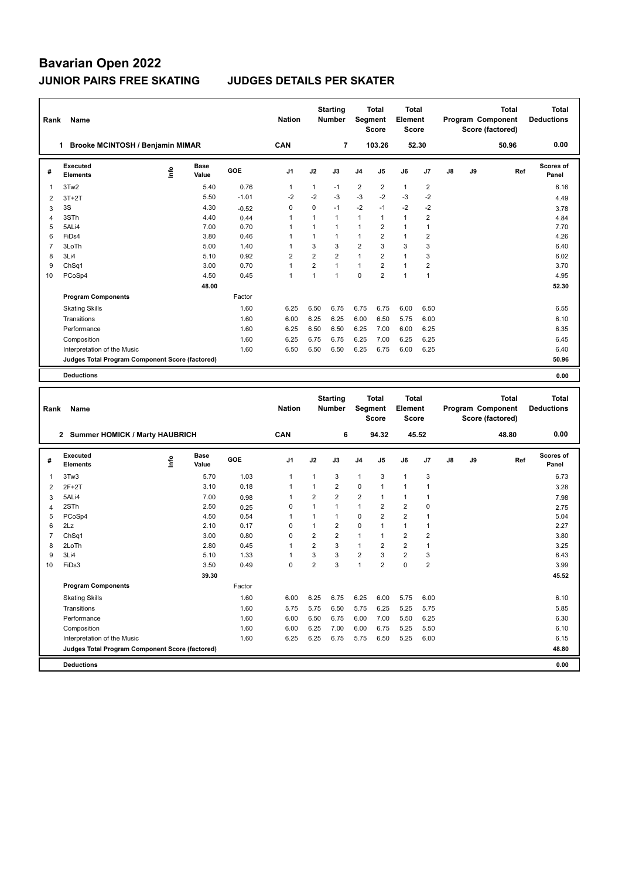# Bavarian Open 2022

## JUNIOR PAIRS FREE SKATING JUDGES DETAILS PER SKATER

| Rank | Name | Nation | Starting Number | Total Segment Score | Total Element Score | Total Program Component Score (factored) | Total Deductions |
|---|---|---|---|---|---|---|---|
| 1 | Brooke MCINTOSH / Benjamin MIMAR | CAN | 7 | 103.26 | 52.30 | 50.96 | 0.00 |

| # | Executed Elements | Info | Base Value | GOE | J1 | J2 | J3 | J4 | J5 | J6 | J7 | J8 | J9 | Ref | Scores of Panel |
|---|---|---|---|---|---|---|---|---|---|---|---|---|---|---|---|
| 1 | 3Tw2 | | 5.40 | 0.76 | 1 | 1 | -1 | 2 | 2 | 1 | 2 | | | | 6.16 |
| 2 | 3T+2T | | 5.50 | -1.01 | -2 | -2 | -3 | -3 | -2 | -3 | -2 | | | | 4.49 |
| 3 | 3S | | 4.30 | -0.52 | 0 | 0 | -1 | -2 | -1 | -2 | -2 | | | | 3.78 |
| 4 | 3STh | | 4.40 | 0.44 | 1 | 1 | 1 | 1 | 1 | 1 | 2 | | | | 4.84 |
| 5 | 5ALi4 | | 7.00 | 0.70 | 1 | 1 | 1 | 1 | 2 | 1 | 1 | | | | 7.70 |
| 6 | FiDs4 | | 3.80 | 0.46 | 1 | 1 | 1 | 1 | 2 | 1 | 2 | | | | 4.26 |
| 7 | 3LoTh | | 5.00 | 1.40 | 1 | 3 | 3 | 2 | 3 | 3 | 3 | | | | 6.40 |
| 8 | 3Li4 | | 5.10 | 0.92 | 2 | 2 | 2 | 1 | 2 | 1 | 3 | | | | 6.02 |
| 9 | ChSq1 | | 3.00 | 0.70 | 1 | 2 | 1 | 1 | 2 | 1 | 2 | | | | 3.70 |
| 10 | PCoSp4 | | 4.50 | 0.45 | 1 | 1 | 1 | 0 | 2 | 1 | 1 | | | | 4.95 |
| | | | 48.00 | | | | | | | | | | | | 52.30 |

| Program Components | Factor | J1 | J2 | J3 | J4 | J5 | J6 | J7 | J8 | J9 | Scores of Panel |
|---|---|---|---|---|---|---|---|---|---|---|---|
| Skating Skills | 1.60 | 6.25 | 6.50 | 6.75 | 6.75 | 6.75 | 6.00 | 6.50 | | | 6.55 |
| Transitions | 1.60 | 6.00 | 6.25 | 6.25 | 6.00 | 6.50 | 5.75 | 6.00 | | | 6.10 |
| Performance | 1.60 | 6.25 | 6.50 | 6.50 | 6.25 | 7.00 | 6.00 | 6.25 | | | 6.35 |
| Composition | 1.60 | 6.25 | 6.75 | 6.75 | 6.25 | 7.00 | 6.25 | 6.25 | | | 6.45 |
| Interpretation of the Music | 1.60 | 6.50 | 6.50 | 6.50 | 6.25 | 6.75 | 6.00 | 6.25 | | | 6.40 |
| Judges Total Program Component Score (factored) | | | | | | | | | | | 50.96 |

**Deductions** 0.00

| Rank | Name | Nation | Starting Number | Total Segment Score | Total Element Score | Total Program Component Score (factored) | Total Deductions |
|---|---|---|---|---|---|---|---|
| 2 | Summer HOMICK / Marty HAUBRICH | CAN | 6 | 94.32 | 45.52 | 48.80 | 0.00 |

| # | Executed Elements | Info | Base Value | GOE | J1 | J2 | J3 | J4 | J5 | J6 | J7 | J8 | J9 | Ref | Scores of Panel |
|---|---|---|---|---|---|---|---|---|---|---|---|---|---|---|---|
| 1 | 3Tw3 | | 5.70 | 1.03 | 1 | 1 | 3 | 1 | 3 | 1 | 3 | | | | 6.73 |
| 2 | 2F+2T | | 3.10 | 0.18 | 1 | 1 | 2 | 0 | 1 | 1 | 1 | | | | 3.28 |
| 3 | 5ALi4 | | 7.00 | 0.98 | 1 | 2 | 2 | 2 | 1 | 1 | 1 | | | | 7.98 |
| 4 | 2STh | | 2.50 | 0.25 | 0 | 1 | 1 | 1 | 2 | 2 | 0 | | | | 2.75 |
| 5 | PCoSp4 | | 4.50 | 0.54 | 1 | 1 | 1 | 0 | 2 | 2 | 1 | | | | 5.04 |
| 6 | 2Lz | | 2.10 | 0.17 | 0 | 1 | 2 | 0 | 1 | 1 | 1 | | | | 2.27 |
| 7 | ChSq1 | | 3.00 | 0.80 | 0 | 2 | 2 | 1 | 1 | 2 | 2 | | | | 3.80 |
| 8 | 2LoTh | | 2.80 | 0.45 | 1 | 2 | 3 | 1 | 2 | 2 | 1 | | | | 3.25 |
| 9 | 3Li4 | | 5.10 | 1.33 | 1 | 3 | 3 | 2 | 3 | 2 | 3 | | | | 6.43 |
| 10 | FiDs3 | | 3.50 | 0.49 | 0 | 2 | 3 | 1 | 2 | 0 | 2 | | | | 3.99 |
| | | | 39.30 | | | | | | | | | | | | 45.52 |

| Program Components | Factor | J1 | J2 | J3 | J4 | J5 | J6 | J7 | J8 | J9 | Scores of Panel |
|---|---|---|---|---|---|---|---|---|---|---|---|
| Skating Skills | 1.60 | 6.00 | 6.25 | 6.75 | 6.25 | 6.00 | 5.75 | 6.00 | | | 6.10 |
| Transitions | 1.60 | 5.75 | 5.75 | 6.50 | 5.75 | 6.25 | 5.25 | 5.75 | | | 5.85 |
| Performance | 1.60 | 6.00 | 6.50 | 6.75 | 6.00 | 7.00 | 5.50 | 6.25 | | | 6.30 |
| Composition | 1.60 | 6.00 | 6.25 | 7.00 | 6.00 | 6.75 | 5.25 | 5.50 | | | 6.10 |
| Interpretation of the Music | 1.60 | 6.25 | 6.25 | 6.75 | 5.75 | 6.50 | 5.25 | 6.00 | | | 6.15 |
| Judges Total Program Component Score (factored) | | | | | | | | | | | 48.80 |

**Deductions** 0.00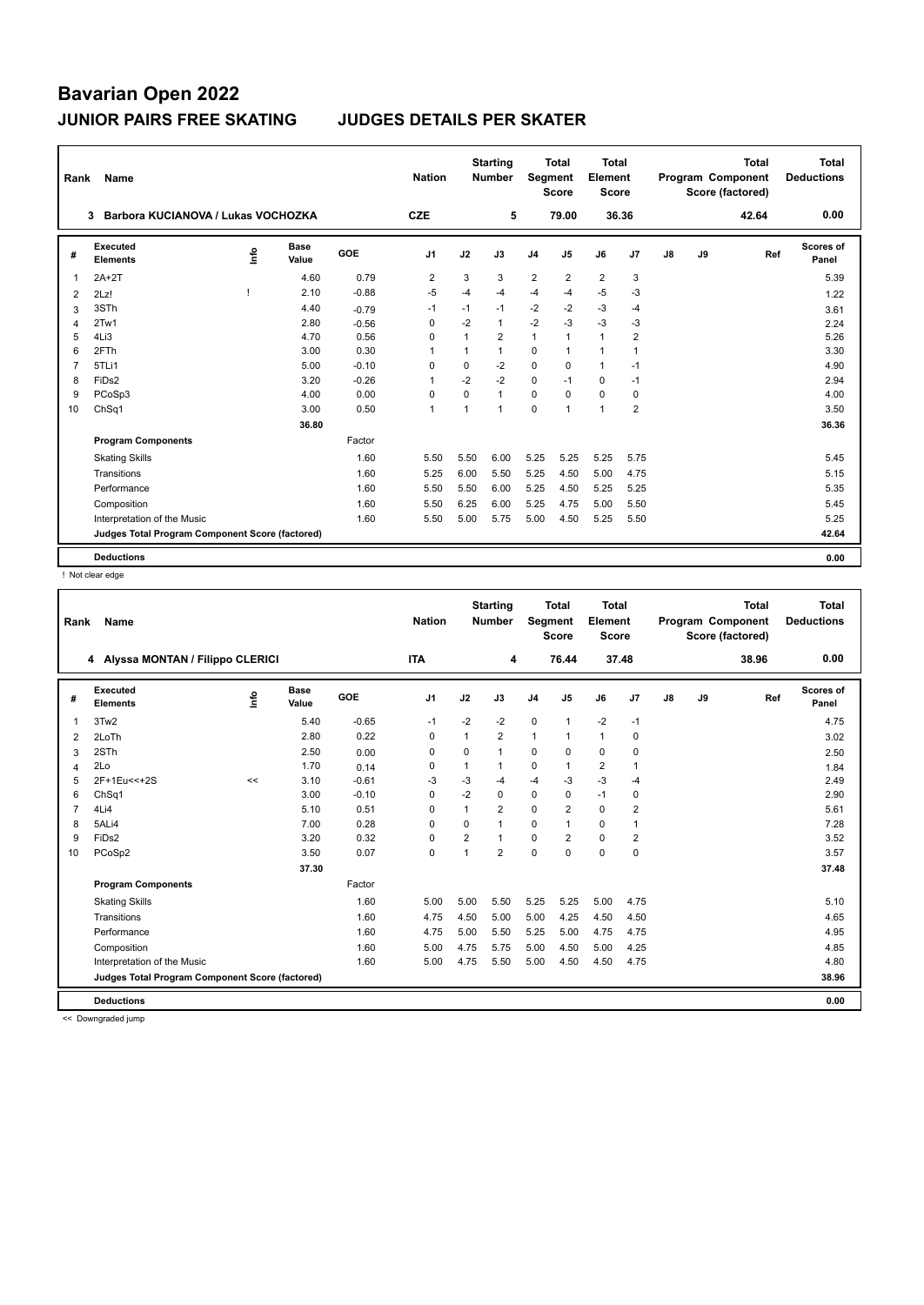# Bavarian Open 2022

## JUNIOR PAIRS FREE SKATING — JUDGES DETAILS PER SKATER

| Rank | Name | Nation | Starting Number | Total Segment Score | Total Element Score | Total Program Component Score (factored) | Total Deductions |
|---|---|---|---|---|---|---|---|
| 3 | Barbora KUCIANOVA / Lukas VOCHOZKA | CZE | 5 | 79.00 | 36.36 | 42.64 | 0.00 |

| # | Executed Elements | Info | Base Value | GOE | J1 | J2 | J3 | J4 | J5 | J6 | J7 | J8 | J9 | Ref | Scores of Panel |
|---|---|---|---|---|---|---|---|---|---|---|---|---|---|---|---|
| 1 | 2A+2T | | 4.60 | 0.79 | 2 | 3 | 3 | 2 | 2 | 2 | 3 | | | | 5.39 |
| 2 | 2Lz! | ! | 2.10 | -0.88 | -5 | -4 | -4 | -4 | -4 | -5 | -3 | | | | 1.22 |
| 3 | 3STh | | 4.40 | -0.79 | -1 | -1 | -1 | -2 | -2 | -3 | -4 | | | | 3.61 |
| 4 | 2Tw1 | | 2.80 | -0.56 | 0 | -2 | 1 | -2 | -3 | -3 | -3 | | | | 2.24 |
| 5 | 4Li3 | | 4.70 | 0.56 | 0 | 1 | 2 | 1 | 1 | 1 | 2 | | | | 5.26 |
| 6 | 2FTh | | 3.00 | 0.30 | 1 | 1 | 1 | 0 | 1 | 1 | 1 | | | | 3.30 |
| 7 | 5TLi1 | | 5.00 | -0.10 | 0 | 0 | -2 | 0 | 0 | 1 | -1 | | | | 4.90 |
| 8 | FiDs2 | | 3.20 | -0.26 | 1 | -2 | -2 | 0 | -1 | 0 | -1 | | | | 2.94 |
| 9 | PCoSp3 | | 4.00 | 0.00 | 0 | 0 | 1 | 0 | 0 | 0 | 0 | | | | 4.00 |
| 10 | ChSq1 | | 3.00 | 0.50 | 1 | 1 | 1 | 0 | 1 | 1 | 2 | | | | 3.50 |
| | | | 36.80 | | | | | | | | | | | | 36.36 |
| | **Program Components** | | | Factor | | | | | | | | | | | |
| | Skating Skills | | | 1.60 | 5.50 | 5.50 | 6.00 | 5.25 | 5.25 | 5.25 | 5.75 | | | | 5.45 |
| | Transitions | | | 1.60 | 5.25 | 6.00 | 5.50 | 5.25 | 4.50 | 5.00 | 4.75 | | | | 5.15 |
| | Performance | | | 1.60 | 5.50 | 5.50 | 6.00 | 5.25 | 4.50 | 5.25 | 5.25 | | | | 5.35 |
| | Composition | | | 1.60 | 5.50 | 6.25 | 6.00 | 5.25 | 4.75 | 5.00 | 5.50 | | | | 5.45 |
| | Interpretation of the Music | | | 1.60 | 5.50 | 5.00 | 5.75 | 5.00 | 4.50 | 5.25 | 5.50 | | | | 5.25 |
| | **Judges Total Program Component Score (factored)** | | | | | | | | | | | | | | 42.64 |
| | **Deductions** | | | | | | | | | | | | | | 0.00 |

! Not clear edge

| Rank | Name | Nation | Starting Number | Total Segment Score | Total Element Score | Total Program Component Score (factored) | Total Deductions |
|---|---|---|---|---|---|---|---|
| 4 | Alyssa MONTAN / Filippo CLERICI | ITA | 4 | 76.44 | 37.48 | 38.96 | 0.00 |

| # | Executed Elements | Info | Base Value | GOE | J1 | J2 | J3 | J4 | J5 | J6 | J7 | J8 | J9 | Ref | Scores of Panel |
|---|---|---|---|---|---|---|---|---|---|---|---|---|---|---|---|
| 1 | 3Tw2 | | 5.40 | -0.65 | -1 | -2 | -2 | 0 | 1 | -2 | -1 | | | | 4.75 |
| 2 | 2LoTh | | 2.80 | 0.22 | 0 | 1 | 2 | 1 | 1 | 1 | 0 | | | | 3.02 |
| 3 | 2STh | | 2.50 | 0.00 | 0 | 0 | 1 | 0 | 0 | 0 | 0 | | | | 2.50 |
| 4 | 2Lo | | 1.70 | 0.14 | 0 | 1 | 1 | 0 | 1 | 2 | 1 | | | | 1.84 |
| 5 | 2F+1Eu<<+2S | << | 3.10 | -0.61 | -3 | -3 | -4 | -4 | -3 | -3 | -4 | | | | 2.49 |
| 6 | ChSq1 | | 3.00 | -0.10 | 0 | -2 | 0 | 0 | 0 | -1 | 0 | | | | 2.90 |
| 7 | 4Li4 | | 5.10 | 0.51 | 0 | 1 | 2 | 0 | 2 | 0 | 2 | | | | 5.61 |
| 8 | 5ALi4 | | 7.00 | 0.28 | 0 | 0 | 1 | 0 | 1 | 0 | 1 | | | | 7.28 |
| 9 | FiDs2 | | 3.20 | 0.32 | 0 | 2 | 1 | 0 | 2 | 0 | 2 | | | | 3.52 |
| 10 | PCoSp2 | | 3.50 | 0.07 | 0 | 1 | 2 | 0 | 0 | 0 | 0 | | | | 3.57 |
| | | | 37.30 | | | | | | | | | | | | 37.48 |
| | **Program Components** | | | Factor | | | | | | | | | | | |
| | Skating Skills | | | 1.60 | 5.00 | 5.00 | 5.50 | 5.25 | 5.25 | 5.00 | 4.75 | | | | 5.10 |
| | Transitions | | | 1.60 | 4.75 | 4.50 | 5.00 | 5.00 | 4.25 | 4.50 | 4.50 | | | | 4.65 |
| | Performance | | | 1.60 | 4.75 | 5.00 | 5.50 | 5.25 | 5.00 | 4.75 | 4.75 | | | | 4.95 |
| | Composition | | | 1.60 | 5.00 | 4.75 | 5.75 | 5.00 | 4.50 | 5.00 | 4.25 | | | | 4.85 |
| | Interpretation of the Music | | | 1.60 | 5.00 | 4.75 | 5.50 | 5.00 | 4.50 | 4.50 | 4.75 | | | | 4.80 |
| | **Judges Total Program Component Score (factored)** | | | | | | | | | | | | | | 38.96 |
| | **Deductions** | | | | | | | | | | | | | | 0.00 |

<< Downgraded jump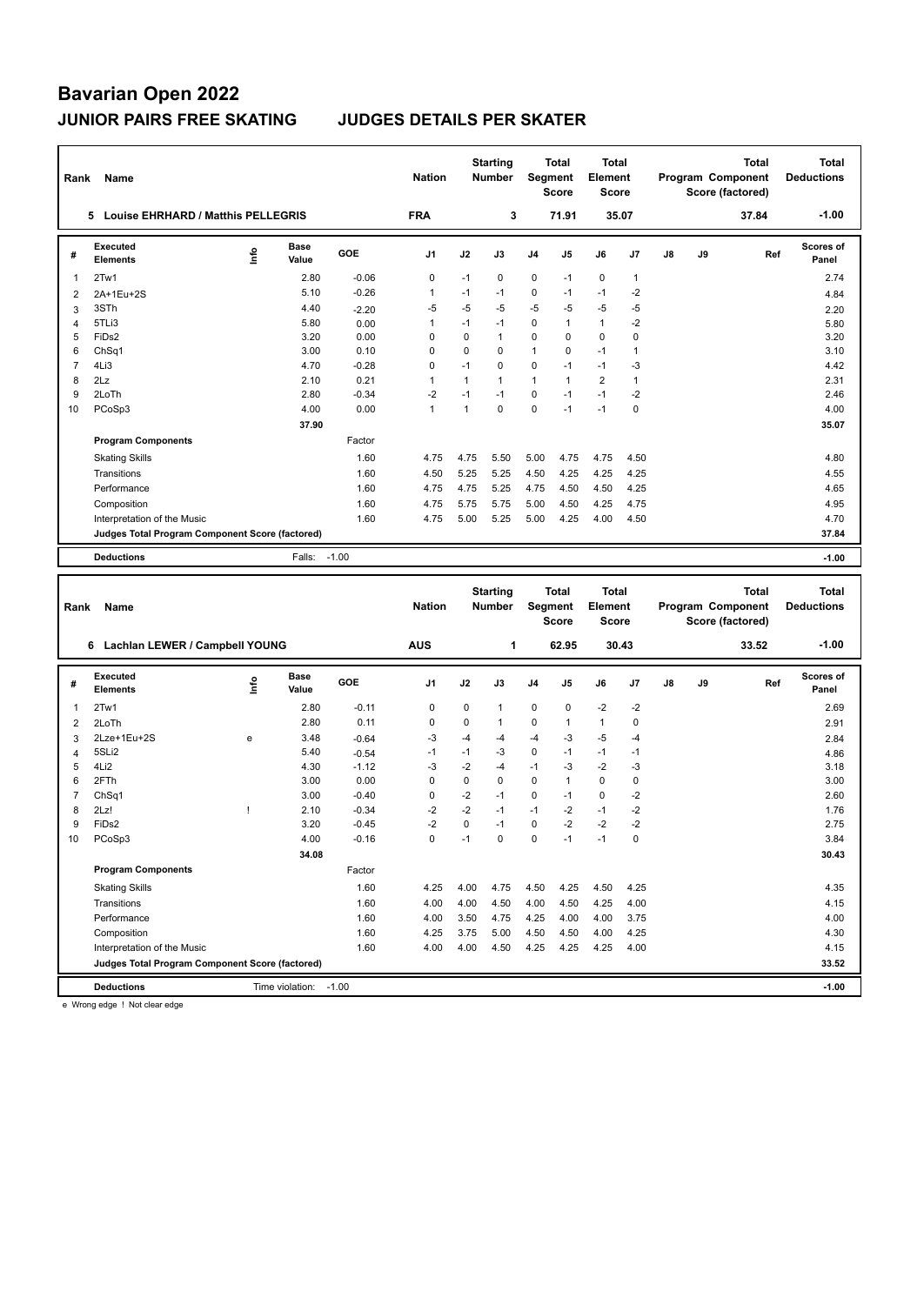# Bavarian Open 2022

## JUNIOR PAIRS FREE SKATING JUDGES DETAILS PER SKATER

| Rank | Name | Nation | Starting Number | Total Segment Score | Total Element Score | Total Program Component Score (factored) | Total Deductions |
|---|---|---|---|---|---|---|---|
| 5 | Louise EHRHARD / Matthis PELLEGRIS | FRA | 3 | 71.91 | 35.07 | 37.84 | -1.00 |

| # | Executed Elements | Info | Base Value | GOE | J1 | J2 | J3 | J4 | J5 | J6 | J7 | J8 | J9 | Ref | Scores of Panel |
|---|---|---|---|---|---|---|---|---|---|---|---|---|---|---|---|
| 1 | 2Tw1 | | 2.80 | -0.06 | 0 | -1 | 0 | 0 | -1 | 0 | 1 | | | | 2.74 |
| 2 | 2A+1Eu+2S | | 5.10 | -0.26 | 1 | -1 | -1 | 0 | -1 | -1 | -2 | | | | 4.84 |
| 3 | 3STh | | 4.40 | -2.20 | -5 | -5 | -5 | -5 | -5 | -5 | -5 | | | | 2.20 |
| 4 | 5TLi3 | | 5.80 | 0.00 | 1 | -1 | -1 | 0 | 1 | 1 | -2 | | | | 5.80 |
| 5 | FiDs2 | | 3.20 | 0.00 | 0 | 0 | 1 | 0 | 0 | 0 | 0 | | | | 3.20 |
| 6 | ChSq1 | | 3.00 | 0.10 | 0 | 0 | 0 | 1 | 0 | -1 | 1 | | | | 3.10 |
| 7 | 4Li3 | | 4.70 | -0.28 | 0 | -1 | 0 | 0 | -1 | -1 | -3 | | | | 4.42 |
| 8 | 2Lz | | 2.10 | 0.21 | 1 | 1 | 1 | 1 | 1 | 2 | 1 | | | | 2.31 |
| 9 | 2LoTh | | 2.80 | -0.34 | -2 | -1 | -1 | 0 | -1 | -1 | -2 | | | | 2.46 |
| 10 | PCoSp3 | | 4.00 | 0.00 | 1 | 1 | 0 | 0 | -1 | -1 | 0 | | | | 4.00 |
| | | | 37.90 | | | | | | | | | | | | 35.07 |
| | **Program Components** | | | Factor | | | | | | | | | | | |
| | Skating Skills | | | 1.60 | 4.75 | 4.75 | 5.50 | 5.00 | 4.75 | 4.75 | 4.50 | | | | 4.80 |
| | Transitions | | | 1.60 | 4.50 | 5.25 | 5.25 | 4.50 | 4.25 | 4.25 | 4.25 | | | | 4.55 |
| | Performance | | | 1.60 | 4.75 | 4.75 | 5.25 | 4.75 | 4.50 | 4.50 | 4.25 | | | | 4.65 |
| | Composition | | | 1.60 | 4.75 | 5.75 | 5.75 | 5.00 | 4.50 | 4.25 | 4.75 | | | | 4.95 |
| | Interpretation of the Music | | | 1.60 | 4.75 | 5.00 | 5.25 | 5.00 | 4.25 | 4.00 | 4.50 | | | | 4.70 |
| | **Judges Total Program Component Score (factored)** | | | | | | | | | | | | | | 37.84 |
| | **Deductions** | | Falls: | -1.00 | | | | | | | | | | | -1.00 |

| Rank | Name | Nation | Starting Number | Total Segment Score | Total Element Score | Total Program Component Score (factored) | Total Deductions |
|---|---|---|---|---|---|---|---|
| 6 | Lachlan LEWER / Campbell YOUNG | AUS | 1 | 62.95 | 30.43 | 33.52 | -1.00 |

| # | Executed Elements | Info | Base Value | GOE | J1 | J2 | J3 | J4 | J5 | J6 | J7 | J8 | J9 | Ref | Scores of Panel |
|---|---|---|---|---|---|---|---|---|---|---|---|---|---|---|---|
| 1 | 2Tw1 | | 2.80 | -0.11 | 0 | 0 | 1 | 0 | 0 | -2 | -2 | | | | 2.69 |
| 2 | 2LoTh | | 2.80 | 0.11 | 0 | 0 | 1 | 0 | 1 | 1 | 0 | | | | 2.91 |
| 3 | 2Lze+1Eu+2S | e | 3.48 | -0.64 | -3 | -4 | -4 | -4 | -3 | -5 | -4 | | | | 2.84 |
| 4 | 5SLi2 | | 5.40 | -0.54 | -1 | -1 | -3 | 0 | -1 | -1 | -1 | | | | 4.86 |
| 5 | 4Li2 | | 4.30 | -1.12 | -3 | -2 | -4 | -1 | -3 | -2 | -3 | | | | 3.18 |
| 6 | 2FTh | | 3.00 | 0.00 | 0 | 0 | 0 | 0 | 1 | 0 | 0 | | | | 3.00 |
| 7 | ChSq1 | | 3.00 | -0.40 | 0 | -2 | -1 | 0 | -1 | 0 | -2 | | | | 2.60 |
| 8 | 2Lz! | ! | 2.10 | -0.34 | -2 | -2 | -1 | -1 | -2 | -1 | -2 | | | | 1.76 |
| 9 | FiDs2 | | 3.20 | -0.45 | -2 | 0 | -1 | 0 | -2 | -2 | -2 | | | | 2.75 |
| 10 | PCoSp3 | | 4.00 | -0.16 | 0 | -1 | 0 | 0 | -1 | -1 | 0 | | | | 3.84 |
| | | | 34.08 | | | | | | | | | | | | 30.43 |
| | **Program Components** | | | Factor | | | | | | | | | | | |
| | Skating Skills | | | 1.60 | 4.25 | 4.00 | 4.75 | 4.50 | 4.25 | 4.50 | 4.25 | | | | 4.35 |
| | Transitions | | | 1.60 | 4.00 | 4.00 | 4.50 | 4.00 | 4.50 | 4.25 | 4.00 | | | | 4.15 |
| | Performance | | | 1.60 | 4.00 | 3.50 | 4.75 | 4.25 | 4.00 | 4.00 | 3.75 | | | | 4.00 |
| | Composition | | | 1.60 | 4.25 | 3.75 | 5.00 | 4.50 | 4.50 | 4.00 | 4.25 | | | | 4.30 |
| | Interpretation of the Music | | | 1.60 | 4.00 | 4.00 | 4.50 | 4.25 | 4.25 | 4.25 | 4.00 | | | | 4.15 |
| | **Judges Total Program Component Score (factored)** | | | | | | | | | | | | | | 33.52 |
| | **Deductions** | | Time violation: | -1.00 | | | | | | | | | | | -1.00 |

e Wrong edge ! Not clear edge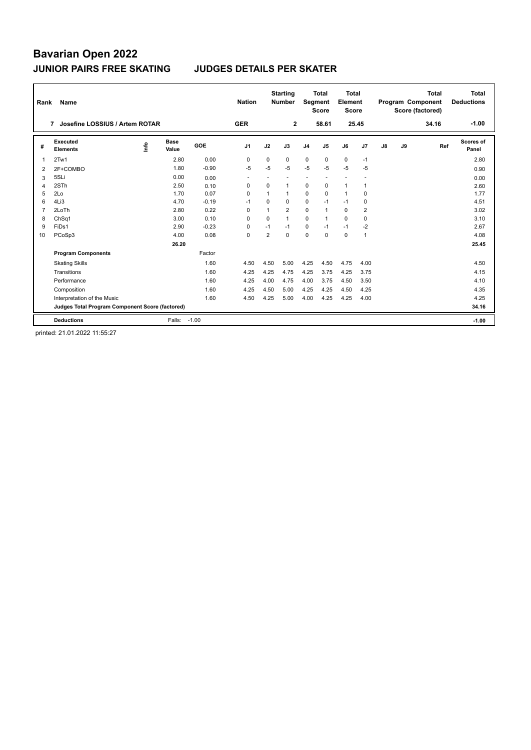# Bavarian Open 2022

## JUNIOR PAIRS FREE SKATING JUDGES DETAILS PER SKATER

| Rank | Name | Nation | Starting Number | Total Segment Score | Total Element Score | Total Program Component Score (factored) | Total Deductions |
|---|---|---|---|---|---|---|---|
| 7 | Josefine LOSSIUS / Artem ROTAR | GER | 2 | 58.61 | 25.45 | 34.16 | -1.00 |

| # | Executed Elements | Info | Base Value | GOE | J1 | J2 | J3 | J4 | J5 | J6 | J7 | J8 | J9 | Ref | Scores of Panel |
|---|---|---|---|---|---|---|---|---|---|---|---|---|---|---|---|
| 1 | 2Tw1 | | 2.80 | 0.00 | 0 | 0 | 0 | 0 | 0 | 0 | -1 | | | | 2.80 |
| 2 | 2F+COMBO | | 1.80 | -0.90 | -5 | -5 | -5 | -5 | -5 | -5 | -5 | | | | 0.90 |
| 3 | 5SLi | | 0.00 | 0.00 | - | - | - | - | - | - | - | | | | 0.00 |
| 4 | 2STh | | 2.50 | 0.10 | 0 | 0 | 1 | 0 | 0 | 1 | 1 | | | | 2.60 |
| 5 | 2Lo | | 1.70 | 0.07 | 0 | 1 | 1 | 0 | 0 | 1 | 0 | | | | 1.77 |
| 6 | 4Li3 | | 4.70 | -0.19 | -1 | 0 | 0 | 0 | -1 | -1 | 0 | | | | 4.51 |
| 7 | 2LoTh | | 2.80 | 0.22 | 0 | 1 | 2 | 0 | 1 | 0 | 2 | | | | 3.02 |
| 8 | ChSq1 | | 3.00 | 0.10 | 0 | 0 | 1 | 0 | 1 | 0 | 0 | | | | 3.10 |
| 9 | FiDs1 | | 2.90 | -0.23 | 0 | -1 | -1 | 0 | -1 | -1 | -2 | | | | 2.67 |
| 10 | PCoSp3 | | 4.00 | 0.08 | 0 | 2 | 0 | 0 | 0 | 0 | 1 | | | | 4.08 |
| | | | 26.20 | | | | | | | | | | | | 25.45 |
| | **Program Components** | | | Factor | | | | | | | | | | | |
| | Skating Skills | | | 1.60 | 4.50 | 4.50 | 5.00 | 4.25 | 4.50 | 4.75 | 4.00 | | | | 4.50 |
| | Transitions | | | 1.60 | 4.25 | 4.25 | 4.75 | 4.25 | 3.75 | 4.25 | 3.75 | | | | 4.15 |
| | Performance | | | 1.60 | 4.25 | 4.00 | 4.75 | 4.00 | 3.75 | 4.50 | 3.50 | | | | 4.10 |
| | Composition | | | 1.60 | 4.25 | 4.50 | 5.00 | 4.25 | 4.25 | 4.50 | 4.25 | | | | 4.35 |
| | Interpretation of the Music | | | 1.60 | 4.50 | 4.25 | 5.00 | 4.00 | 4.25 | 4.25 | 4.00 | | | | 4.25 |
| | **Judges Total Program Component Score (factored)** | | | | | | | | | | | | | | 34.16 |
| | **Deductions** | | Falls: | -1.00 | | | | | | | | | | | -1.00 |

printed: 21.01.2022 11:55:27